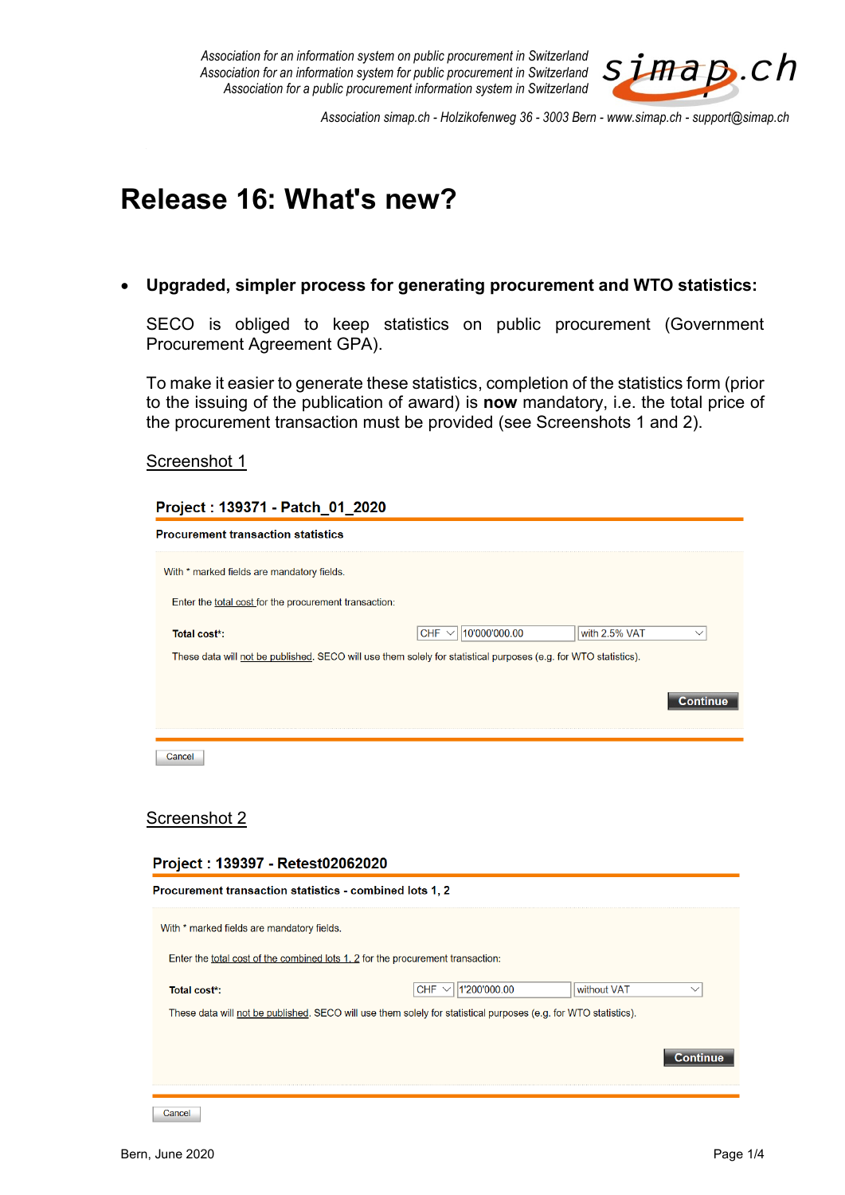*Association for an information system on public procurement in Switzerland*
*Association for an information system for public procurement in Switzerland*
*Association for a public procurement information system in Switzerland*

*Association simap.ch - Holzikofenweg 36 - 3003 Bern - www.simap.ch - support@simap.ch*

# Release 16: What's new?

- **Upgraded, simpler process for generating procurement and WTO statistics:**

  SECO is obliged to keep statistics on public procurement (Government Procurement Agreement GPA).

  To make it easier to generate these statistics, completion of the statistics form (prior to the issuing of the publication of award) is **now** mandatory, i.e. the total price of the procurement transaction must be provided (see Screenshots 1 and 2).

  Screenshot 1

  **Project : 139371 - Patch_01_2020**

  **Procurement transaction statistics**

  With * marked fields are mandatory fields.

  Enter the total cost for the procurement transaction:

  **Total cost*:** CHF | 10'000'000.00 | with 2.5% VAT

  These data will not be published. SECO will use them solely for statistical purposes (e.g. for WTO statistics).

  Continue

  Cancel

  Screenshot 2

  **Project : 139397 - Retest02062020**

  **Procurement transaction statistics - combined lots 1, 2**

  With * marked fields are mandatory fields.

  Enter the total cost of the combined lots 1, 2 for the procurement transaction:

  **Total cost*:** CHF | 1'200'000.00 | without VAT

  These data will not be published. SECO will use them solely for statistical purposes (e.g. for WTO statistics).

  Continue

  Cancel

Bern, June 2020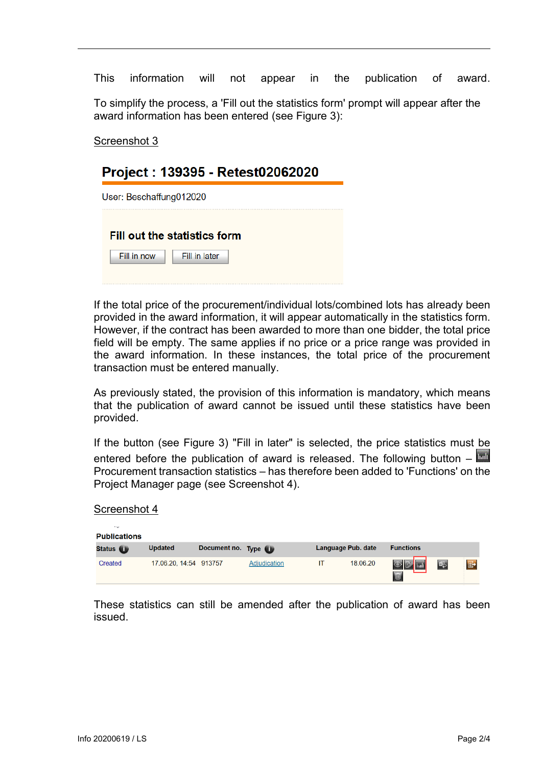This information will not appear in the publication of award.

To simplify the process, a 'Fill out the statistics form' prompt will appear after the award information has been entered (see Figure 3):

Screenshot 3

**Project : 139395 - Retest02062020**

User: Beschaffung012020

**Fill out the statistics form**

Fill in now | Fill in later

If the total price of the procurement/individual lots/combined lots has already been provided in the award information, it will appear automatically in the statistics form. However, if the contract has been awarded to more than one bidder, the total price field will be empty. The same applies if no price or a price range was provided in the award information. In these instances, the total price of the procurement transaction must be entered manually.

As previously stated, the provision of this information is mandatory, which means that the publication of award cannot be issued until these statistics have been provided.

If the button (see Figure 3) "Fill in later" is selected, the price statistics must be entered before the publication of award is released. The following button – Procurement transaction statistics – has therefore been added to 'Functions' on the Project Manager page (see Screenshot 4).

Screenshot 4

**Publications**

| Status | Updated | Document no. | Type | Language | Pub. date | Functions |
| --- | --- | --- | --- | --- | --- | --- |
| Created | 17.06.20, 14:54 | 913757 | Adjudication | IT | 18.06.20 | |

These statistics can still be amended after the publication of award has been issued.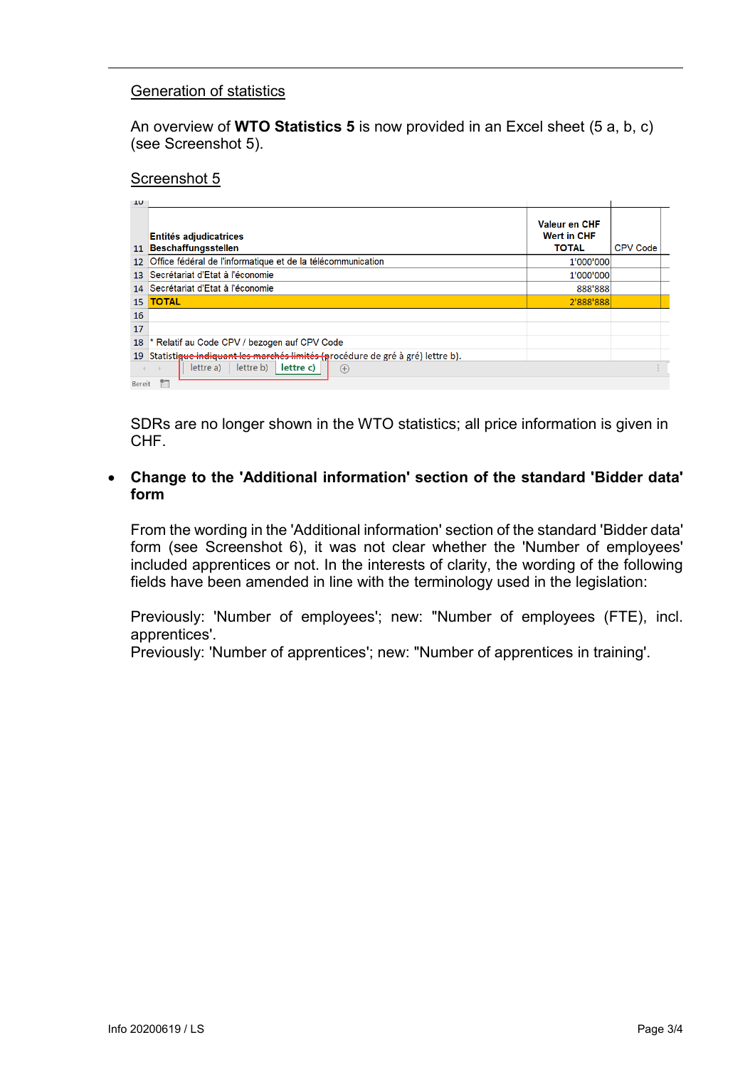Generation of statistics

An overview of **WTO Statistics 5** is now provided in an Excel sheet (5 a, b, c) (see Screenshot 5).

Screenshot 5

| | Entités adjudicatrices Beschaffungsstellen | Valeur en CHF Wert in CHF TOTAL | CPV Code |
|---|---|---|---|
| 12 | Office fédéral de l'informatique et de la télécommunication | 1'000'000 | |
| 13 | Secrétariat d'Etat à l'économie | 1'000'000 | |
| 14 | Secrétariat d'Etat à l'économie | 888'888 | |
| 15 | TOTAL | 2'888'888 | |
| 16 | | | |
| 17 | | | |
| 18 | * Relatif au Code CPV / bezogen auf CPV Code | | |
| 19 | Statistique indiquant les marchés limités (procédure de gré à gré) lettre b). | | |

lettre a) | lettre b) | lettre c)

Bereit

SDRs are no longer shown in the WTO statistics; all price information is given in CHF.

- **Change to the 'Additional information' section of the standard 'Bidder data' form**

  From the wording in the 'Additional information' section of the standard 'Bidder data' form (see Screenshot 6), it was not clear whether the 'Number of employees' included apprentices or not. In the interests of clarity, the wording of the following fields have been amended in line with the terminology used in the legislation:

  Previously: 'Number of employees'; new: "Number of employees (FTE), incl. apprentices'.
  Previously: 'Number of apprentices'; new: "Number of apprentices in training'.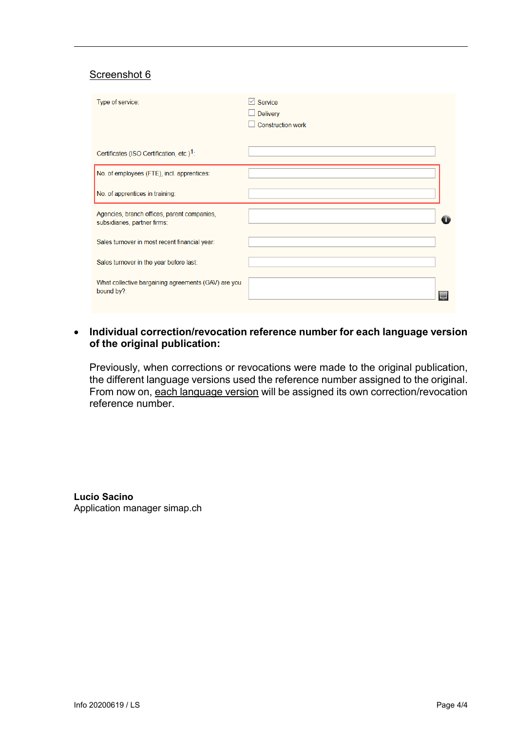Screenshot 6

| | |
|---|---|
| Type of service: | ☑ Service<br>☐ Delivery<br>☐ Construction work |
| Certificates (ISO Certification, etc.)[1]: | |
| No. of employees (FTE), incl. apprentices: | |
| No. of apprentices in training: | |
| Agencies, branch offices, parent companies, subsidiaries, partner firms: | |
| Sales turnover in most recent financial year: | |
| Sales turnover in the year before last: | |
| What collective bargaining agreements (GAV) are you bound by?: | |

- **Individual correction/revocation reference number for each language version of the original publication:**

  Previously, when corrections or revocations were made to the original publication, the different language versions used the reference number assigned to the original. From now on, each language version will be assigned its own correction/revocation reference number.

**Lucio Sacino**
Application manager simap.ch

Info 20200619 / LS